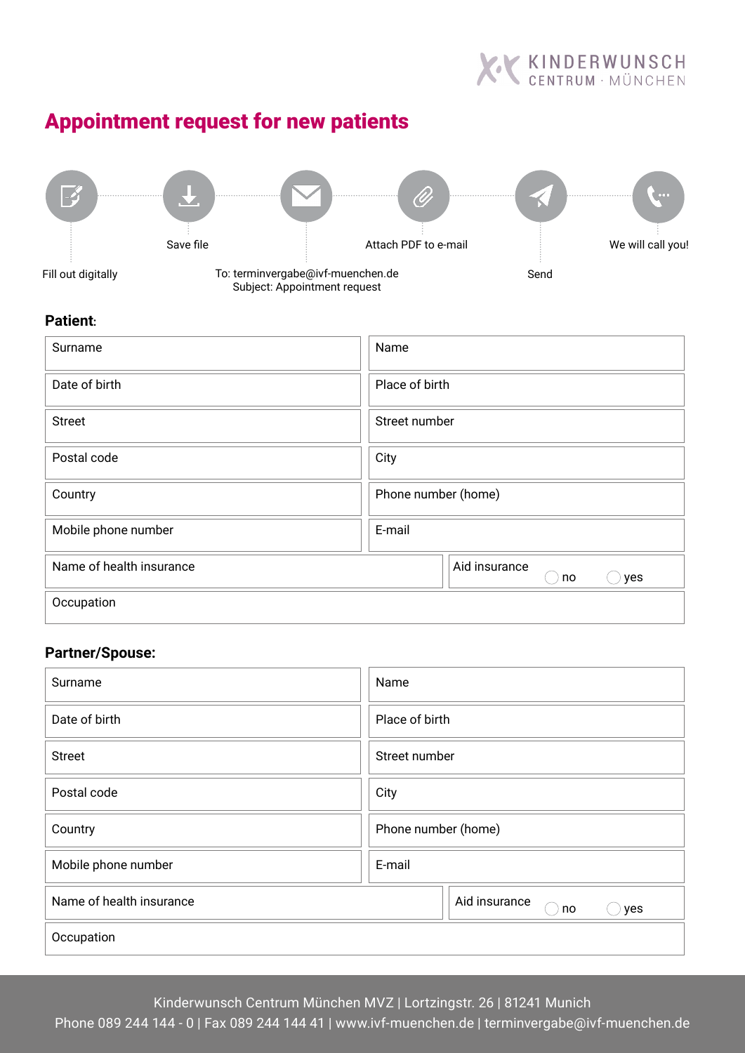KINDERWUNSCH CENTRUM · MÜNCHEN

# Appointment request for new patients

Fill out digitally → Save file → To: terminvergabe@ivf-muenchen.de Subject: Appointment request → Attach PDF to e-mail → Send → We will call you!

**Patient:**

| | |
|---|---|
| Surname | Name |
| Date of birth | Place of birth |
| Street | Street number |
| Postal code | City |
| Country | Phone number (home) |
| Mobile phone number | E-mail |
| Name of health insurance | Aid insurance ◯ no ◯ yes |
| Occupation | |

**Partner/Spouse:**

| | |
|---|---|
| Surname | Name |
| Date of birth | Place of birth |
| Street | Street number |
| Postal code | City |
| Country | Phone number (home) |
| Mobile phone number | E-mail |
| Name of health insurance | Aid insurance ◯ no ◯ yes |
| Occupation | |

Kinderwunsch Centrum München MVZ | Lortzingstr. 26 | 81241 Munich
Phone 089 244 144 - 0 | Fax 089 244 144 41 | www.ivf-muenchen.de | terminvergabe@ivf-muenchen.de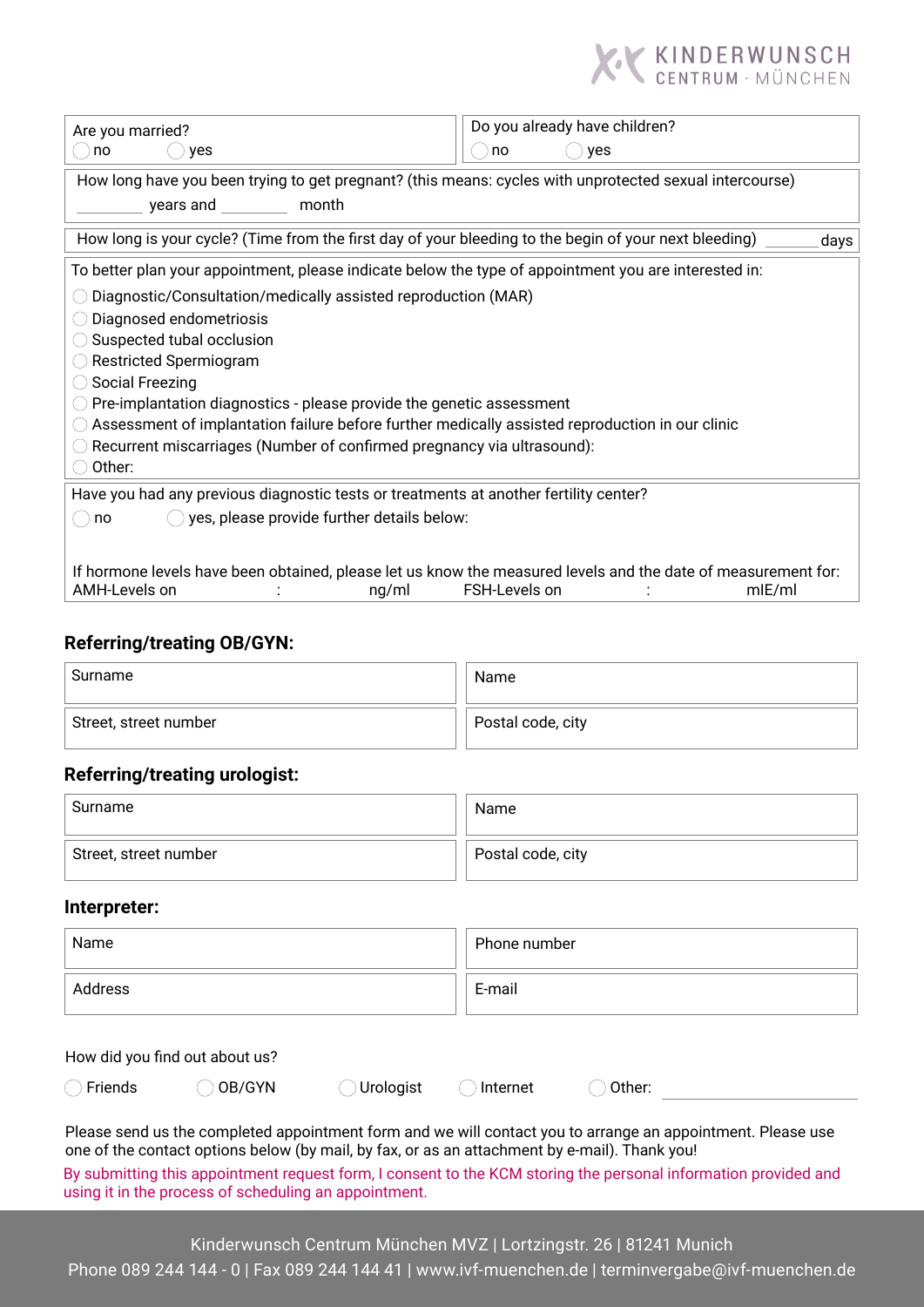KINDERWUNSCH CENTRUM · MÜNCHEN

| | |
|---|---|
| Are you married?<br>◯ no ◯ yes | Do you already have children?<br>◯ no ◯ yes |

How long have you been trying to get pregnant? (this means: cycles with unprotected sexual intercourse)
________ years and ________ month

How long is your cycle? (Time from the first day of your bleeding to the begin of your next bleeding) _______ days

To better plan your appointment, please indicate below the type of appointment you are interested in:

◯ Diagnostic/Consultation/medically assisted reproduction (MAR)
◯ Diagnosed endometriosis
◯ Suspected tubal occlusion
◯ Restricted Spermiogram
◯ Social Freezing
◯ Pre-implantation diagnostics - please provide the genetic assessment
◯ Assessment of implantation failure before further medically assisted reproduction in our clinic
◯ Recurrent miscarriages (Number of confirmed pregnancy via ultrasound):
◯ Other:

Have you had any previous diagnostic tests or treatments at another fertility center?
◯ no ◯ yes, please provide further details below:

If hormone levels have been obtained, please let us know the measured levels and the date of measurement for:
AMH-Levels on : ng/ml FSH-Levels on : mIE/ml

### Referring/treating OB/GYN:

| | |
|---|---|
| Surname | Name |
| Street, street number | Postal code, city |

### Referring/treating urologist:

| | |
|---|---|
| Surname | Name |
| Street, street number | Postal code, city |

### Interpreter:

| | |
|---|---|
| Name | Phone number |
| Address | E-mail |

How did you find out about us?

◯ Friends ◯ OB/GYN ◯ Urologist ◯ Internet ◯ Other: ____________

Please send us the completed appointment form and we will contact you to arrange an appointment. Please use one of the contact options below (by mail, by fax, or as an attachment by e-mail). Thank you!

By submitting this appointment request form, I consent to the KCM storing the personal information provided and using it in the process of scheduling an appointment.

Kinderwunsch Centrum München MVZ | Lortzingstr. 26 | 81241 Munich
Phone 089 244 144 - 0 | Fax 089 244 144 41 | www.ivf-muenchen.de | terminvergabe@ivf-muenchen.de